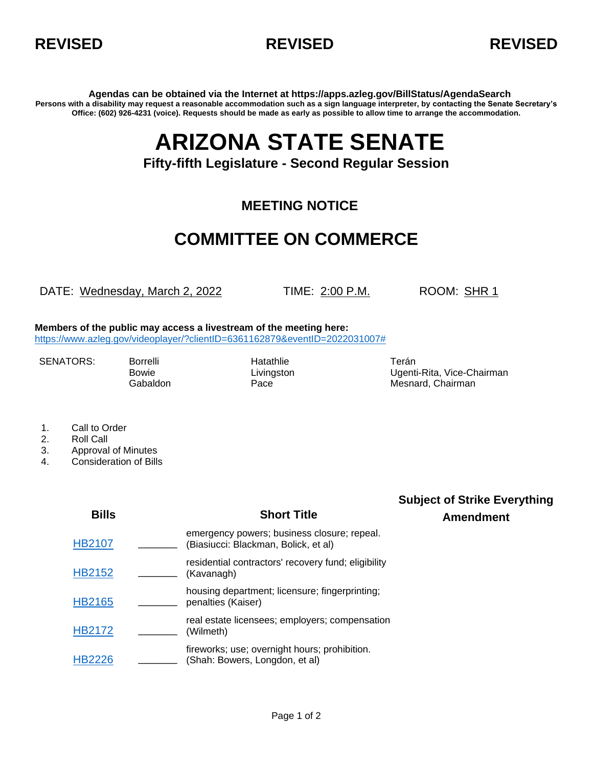**REVISED** **REVISED** **REVISED**

**Agendas can be obtained via the Internet at https://apps.azleg.gov/BillStatus/AgendaSearch**

**Persons with a disability may request a reasonable accommodation such as a sign language interpreter, by contacting the Senate Secretary's Office: (602) 926-4231 (voice). Requests should be made as early as possible to allow time to arrange the accommodation.**

# ARIZONA STATE SENATE

### Fifty-fifth Legislature - Second Regular Session

## MEETING NOTICE

# COMMITTEE ON COMMERCE

DATE: Wednesday, March 2, 2022 TIME: 2:00 P.M. ROOM: SHR 1

**Members of the public may access a livestream of the meeting here:**
https://www.azleg.gov/videoplayer/?clientID=6361162879&eventID=2022031007#

| SENATORS: | | | |
|---|---|---|---|
| | Borrelli | Hatathlie | Terán |
| | Bowie | Livingston | Ugenti-Rita, Vice-Chairman |
| | Gabaldon | Pace | Mesnard, Chairman |

1. Call to Order
2. Roll Call
3. Approval of Minutes
4. Consideration of Bills

| Bills | | Short Title | Subject of Strike Everything Amendment |
|---|---|---|---|
| HB2107 | _______ | emergency powers; business closure; repeal. (Biasiucci: Blackman, Bolick, et al) | |
| HB2152 | _______ | residential contractors' recovery fund; eligibility (Kavanagh) | |
| HB2165 | _______ | housing department; licensure; fingerprinting; penalties (Kaiser) | |
| HB2172 | _______ | real estate licensees; employers; compensation (Wilmeth) | |
| HB2226 | _______ | fireworks; use; overnight hours; prohibition. (Shah: Bowers, Longdon, et al) | |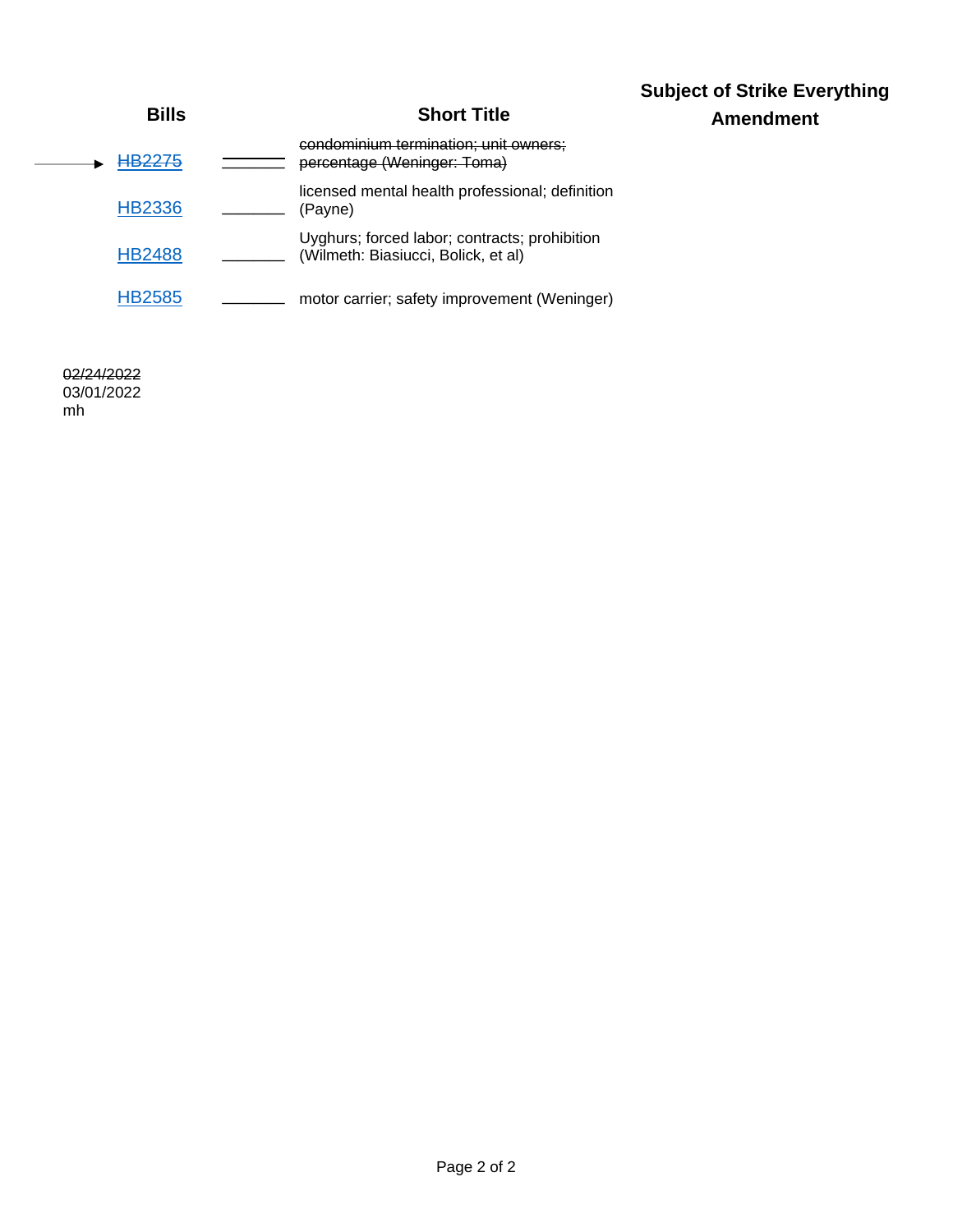| Bills | | Short Title | Subject of Strike Everything Amendment |
|---|---|---|---|
| → ~~HB2275~~ | ═══════ | ~~condominium termination; unit owners; percentage (Weninger: Toma)~~ | |
| HB2336 | _______ | licensed mental health professional; definition (Payne) | |
| HB2488 | _______ | Uyghurs; forced labor; contracts; prohibition (Wilmeth: Biasiucci, Bolick, et al) | |
| HB2585 | _______ | motor carrier; safety improvement (Weninger) | |

~~02/24/2022~~
03/01/2022
mh